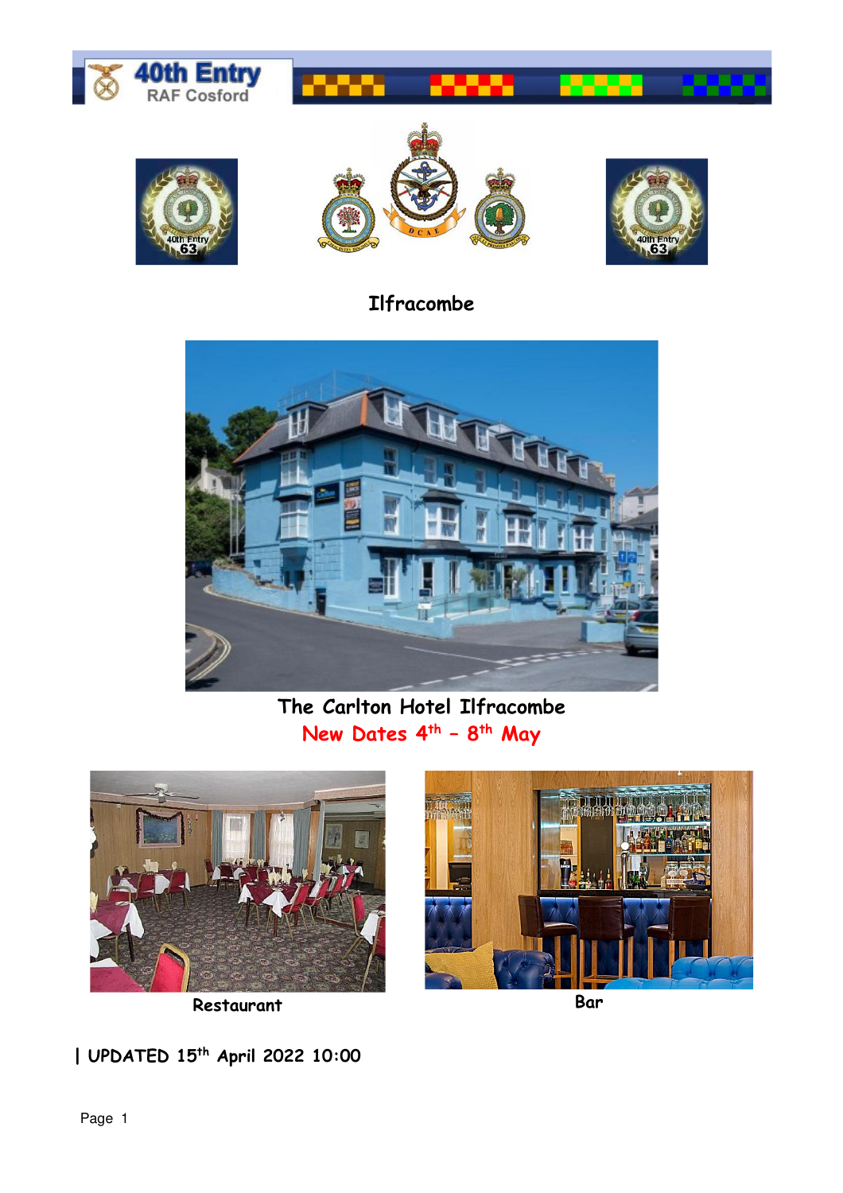40th Entry
RAF Cosford

# Ilfracombe

The Carlton Hotel Ilfracombe

**New Dates 4th – 8th May**

Restaurant

Bar

| UPDATED 15th April 2022 10:00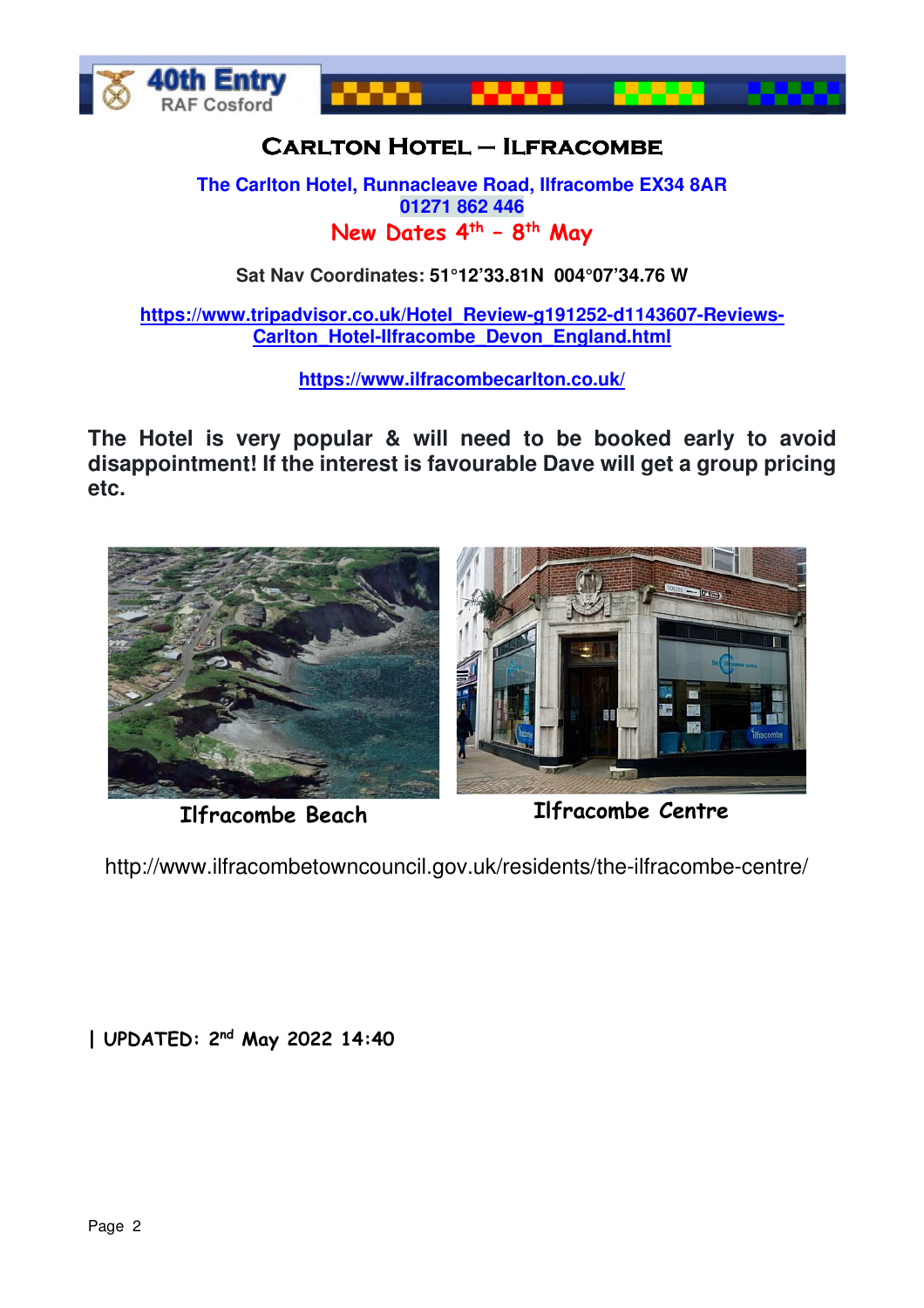# Carlton Hotel – Ilfracombe

**The Carlton Hotel, Runnacleave Road, Ilfracombe EX34 8AR**
**01271 862 446**

**New Dates 4th – 8th May**

**Sat Nav Coordinates: 51°12'33.81N 004°07'34.76 W**

**https://www.tripadvisor.co.uk/Hotel_Review-g191252-d1143607-Reviews-Carlton_Hotel-Ilfracombe_Devon_England.html**

**https://www.ilfracombecarlton.co.uk/**

**The Hotel is very popular & will need to be booked early to avoid disappointment! If the interest is favourable Dave will get a group pricing etc.**

Ilfracombe Beach

Ilfracombe Centre

http://www.ilfracombetowncouncil.gov.uk/residents/the-ilfracombe-centre/

| UPDATED: 2nd May 2022 14:40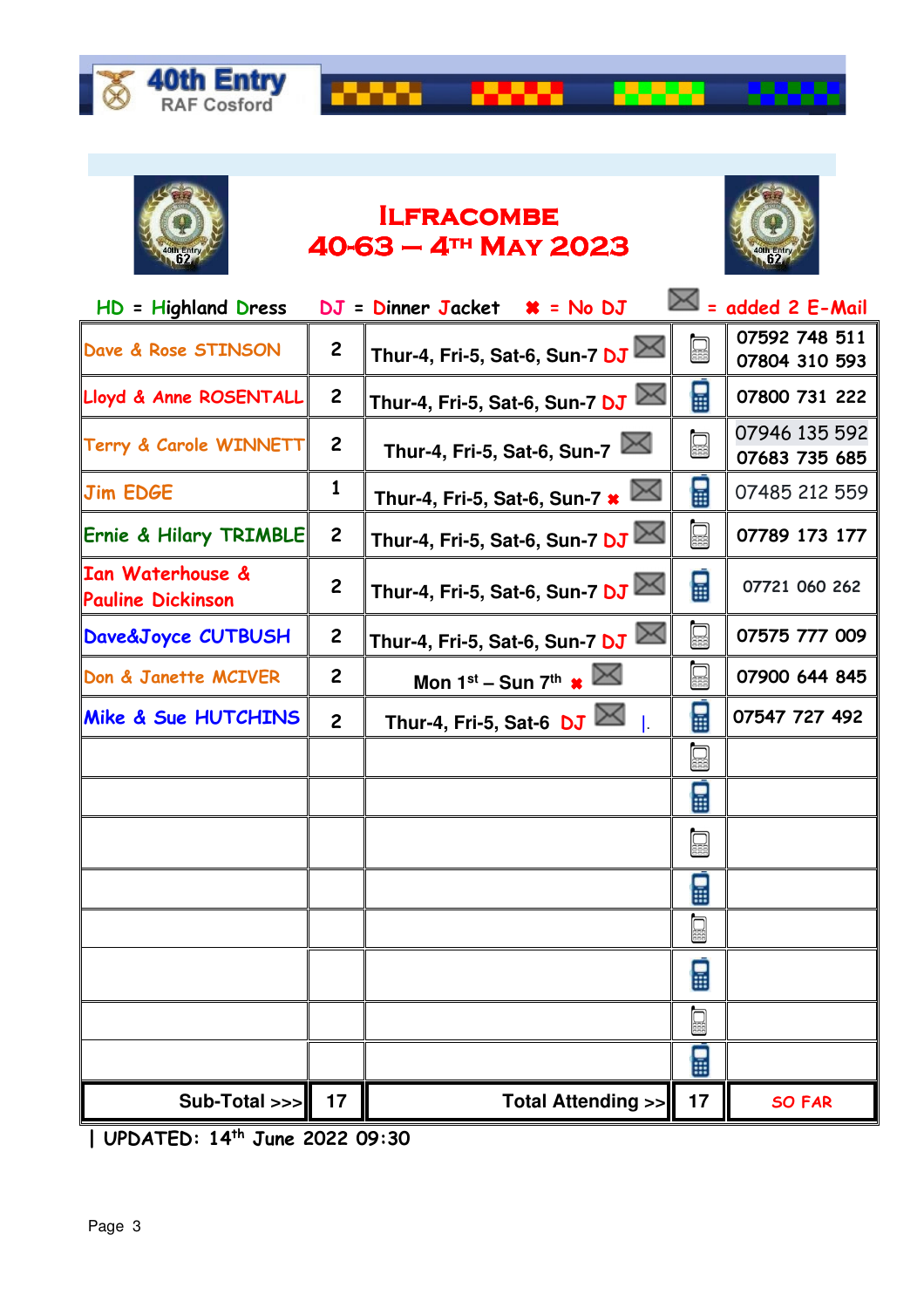40th Entry
RAF Cosford

# ILFRACOMBE
# 40-63 – 4TH MAY 2023

HD = Highland Dress  DJ = Dinner Jacket  ✖ = No DJ  ✉ = added 2 E-Mail

| | | | | |
|---|---|---|---|---|
| Dave & Rose STINSON | 2 | Thur-4, Fri-5, Sat-6, Sun-7 DJ ✉ | | 07592 748 511<br>07804 310 593 |
| Lloyd & Anne ROSENTALL | 2 | Thur-4, Fri-5, Sat-6, Sun-7 DJ ✉ | | 07800 731 222 |
| Terry & Carole WINNETT | 2 | Thur-4, Fri-5, Sat-6, Sun-7 ✉ | | 07946 135 592<br>07683 735 685 |
| Jim EDGE | 1 | Thur-4, Fri-5, Sat-6, Sun-7 ✖ ✉ | | 07485 212 559 |
| Ernie & Hilary TRIMBLE | 2 | Thur-4, Fri-5, Sat-6, Sun-7 DJ ✉ | | 07789 173 177 |
| Ian Waterhouse & Pauline Dickinson | 2 | Thur-4, Fri-5, Sat-6, Sun-7 DJ ✉ | | 07721 060 262 |
| Dave&Joyce CUTBUSH | 2 | Thur-4, Fri-5, Sat-6, Sun-7 DJ ✉ | | 07575 777 009 |
| Don & Janette MCIVER | 2 | Mon 1st – Sun 7th ✖ ✉ | | 07900 644 845 |
| Mike & Sue HUTCHINS | 2 | Thur-4, Fri-5, Sat-6 DJ ✉ | | 07547 727 492 |
| | | | | |
| | | | | |
| | | | | |
| | | | | |
| | | | | |
| | | | | |
| | | | | |
| | | | | |
| Sub-Total >>> | 17 | Total Attending >> | 17 | SO FAR |

| UPDATED: 14th June 2022 09:30